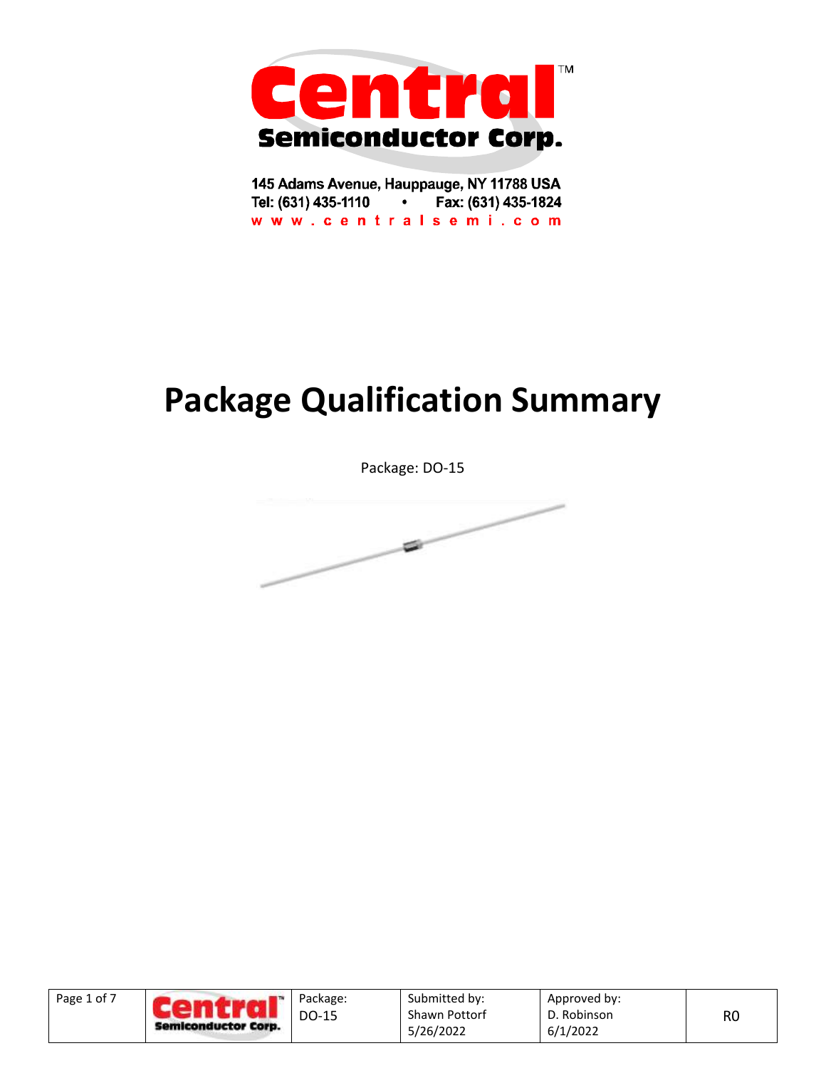Central Semiconductor Corp.

145 Adams Avenue, Hauppauge, NY 11788 USA
Tel: (631) 435-1110 • Fax: (631) 435-1824
www.centralsemi.com

# Package Qualification Summary

Package: DO-15

| Page 1 of 7 | Central Semiconductor Corp. | Package: DO-15 | Submitted by: Shawn Pottorf 5/26/2022 | Approved by: D. Robinson 6/1/2022 | R0 |
|---|---|---|---|---|---|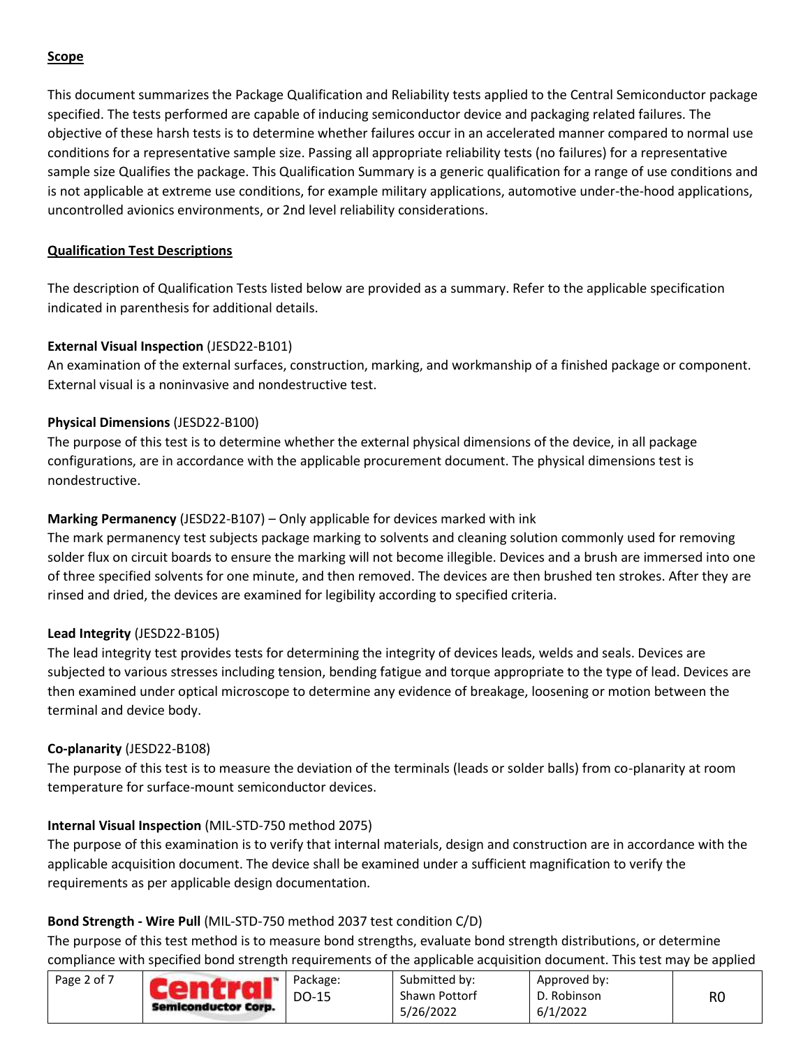## Scope

This document summarizes the Package Qualification and Reliability tests applied to the Central Semiconductor package specified. The tests performed are capable of inducing semiconductor device and packaging related failures. The objective of these harsh tests is to determine whether failures occur in an accelerated manner compared to normal use conditions for a representative sample size. Passing all appropriate reliability tests (no failures) for a representative sample size Qualifies the package. This Qualification Summary is a generic qualification for a range of use conditions and is not applicable at extreme use conditions, for example military applications, automotive under-the-hood applications, uncontrolled avionics environments, or 2nd level reliability considerations.

## Qualification Test Descriptions

The description of Qualification Tests listed below are provided as a summary. Refer to the applicable specification indicated in parenthesis for additional details.

**External Visual Inspection** (JESD22-B101)
An examination of the external surfaces, construction, marking, and workmanship of a finished package or component. External visual is a noninvasive and nondestructive test.

**Physical Dimensions** (JESD22-B100)
The purpose of this test is to determine whether the external physical dimensions of the device, in all package configurations, are in accordance with the applicable procurement document. The physical dimensions test is nondestructive.

**Marking Permanency** (JESD22-B107) – Only applicable for devices marked with ink
The mark permanency test subjects package marking to solvents and cleaning solution commonly used for removing solder flux on circuit boards to ensure the marking will not become illegible. Devices and a brush are immersed into one of three specified solvents for one minute, and then removed. The devices are then brushed ten strokes. After they are rinsed and dried, the devices are examined for legibility according to specified criteria.

**Lead Integrity** (JESD22-B105)
The lead integrity test provides tests for determining the integrity of devices leads, welds and seals. Devices are subjected to various stresses including tension, bending fatigue and torque appropriate to the type of lead. Devices are then examined under optical microscope to determine any evidence of breakage, loosening or motion between the terminal and device body.

**Co-planarity** (JESD22-B108)
The purpose of this test is to measure the deviation of the terminals (leads or solder balls) from co-planarity at room temperature for surface-mount semiconductor devices.

**Internal Visual Inspection** (MIL-STD-750 method 2075)
The purpose of this examination is to verify that internal materials, design and construction are in accordance with the applicable acquisition document. The device shall be examined under a sufficient magnification to verify the requirements as per applicable design documentation.

**Bond Strength - Wire Pull** (MIL-STD-750 method 2037 test condition C/D)
The purpose of this test method is to measure bond strengths, evaluate bond strength distributions, or determine compliance with specified bond strength requirements of the applicable acquisition document. This test may be applied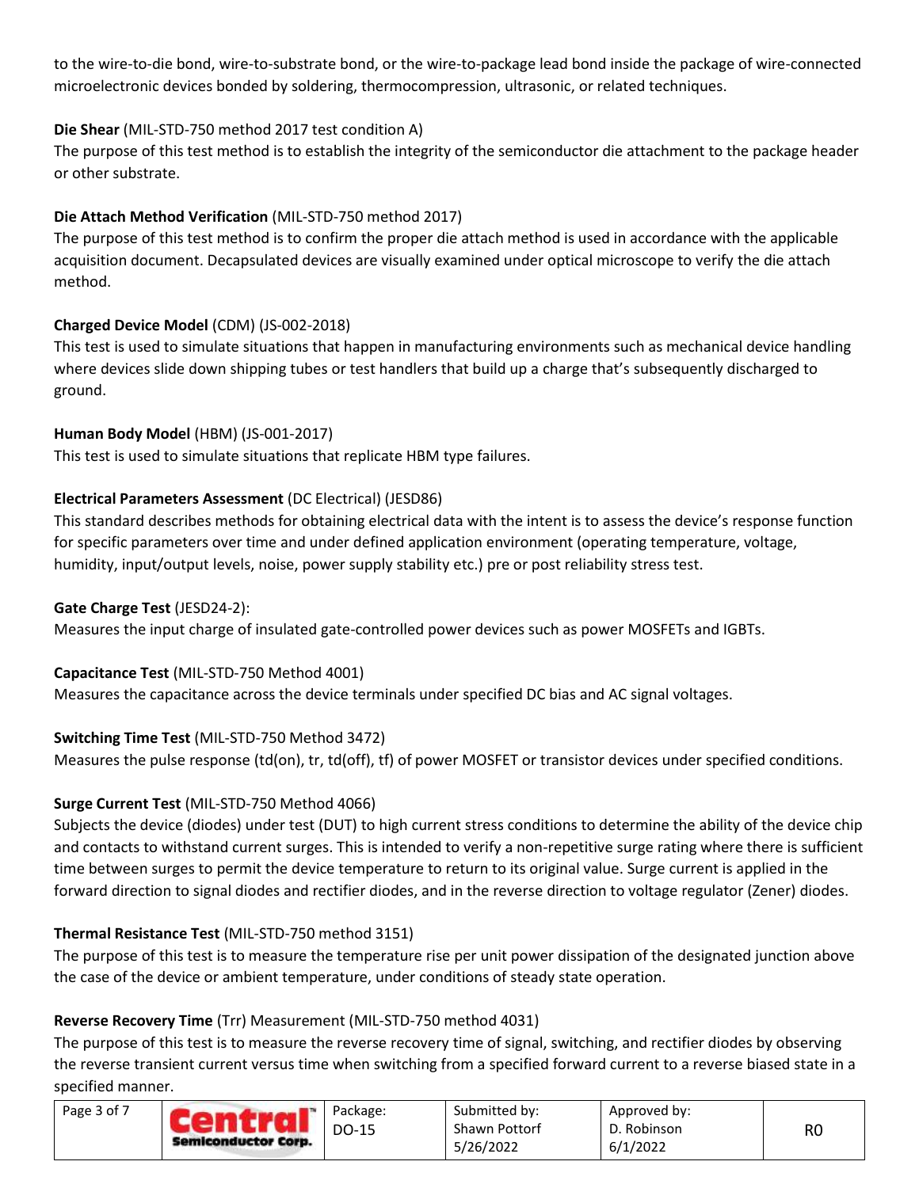to the wire-to-die bond, wire-to-substrate bond, or the wire-to-package lead bond inside the package of wire-connected microelectronic devices bonded by soldering, thermocompression, ultrasonic, or related techniques.

**Die Shear** (MIL-STD-750 method 2017 test condition A)
The purpose of this test method is to establish the integrity of the semiconductor die attachment to the package header or other substrate.

**Die Attach Method Verification** (MIL-STD-750 method 2017)
The purpose of this test method is to confirm the proper die attach method is used in accordance with the applicable acquisition document. Decapsulated devices are visually examined under optical microscope to verify the die attach method.

**Charged Device Model** (CDM) (JS-002-2018)
This test is used to simulate situations that happen in manufacturing environments such as mechanical device handling where devices slide down shipping tubes or test handlers that build up a charge that's subsequently discharged to ground.

**Human Body Model** (HBM) (JS-001-2017)
This test is used to simulate situations that replicate HBM type failures.

**Electrical Parameters Assessment** (DC Electrical) (JESD86)
This standard describes methods for obtaining electrical data with the intent is to assess the device's response function for specific parameters over time and under defined application environment (operating temperature, voltage, humidity, input/output levels, noise, power supply stability etc.) pre or post reliability stress test.

**Gate Charge Test** (JESD24-2):
Measures the input charge of insulated gate-controlled power devices such as power MOSFETs and IGBTs.

**Capacitance Test** (MIL-STD-750 Method 4001)
Measures the capacitance across the device terminals under specified DC bias and AC signal voltages.

**Switching Time Test** (MIL-STD-750 Method 3472)
Measures the pulse response (td(on), tr, td(off), tf) of power MOSFET or transistor devices under specified conditions.

**Surge Current Test** (MIL-STD-750 Method 4066)
Subjects the device (diodes) under test (DUT) to high current stress conditions to determine the ability of the device chip and contacts to withstand current surges. This is intended to verify a non-repetitive surge rating where there is sufficient time between surges to permit the device temperature to return to its original value. Surge current is applied in the forward direction to signal diodes and rectifier diodes, and in the reverse direction to voltage regulator (Zener) diodes.

**Thermal Resistance Test** (MIL-STD-750 method 3151)
The purpose of this test is to measure the temperature rise per unit power dissipation of the designated junction above the case of the device or ambient temperature, under conditions of steady state operation.

**Reverse Recovery Time** (Trr) Measurement (MIL-STD-750 method 4031)
The purpose of this test is to measure the reverse recovery time of signal, switching, and rectifier diodes by observing the reverse transient current versus time when switching from a specified forward current to a reverse biased state in a specified manner.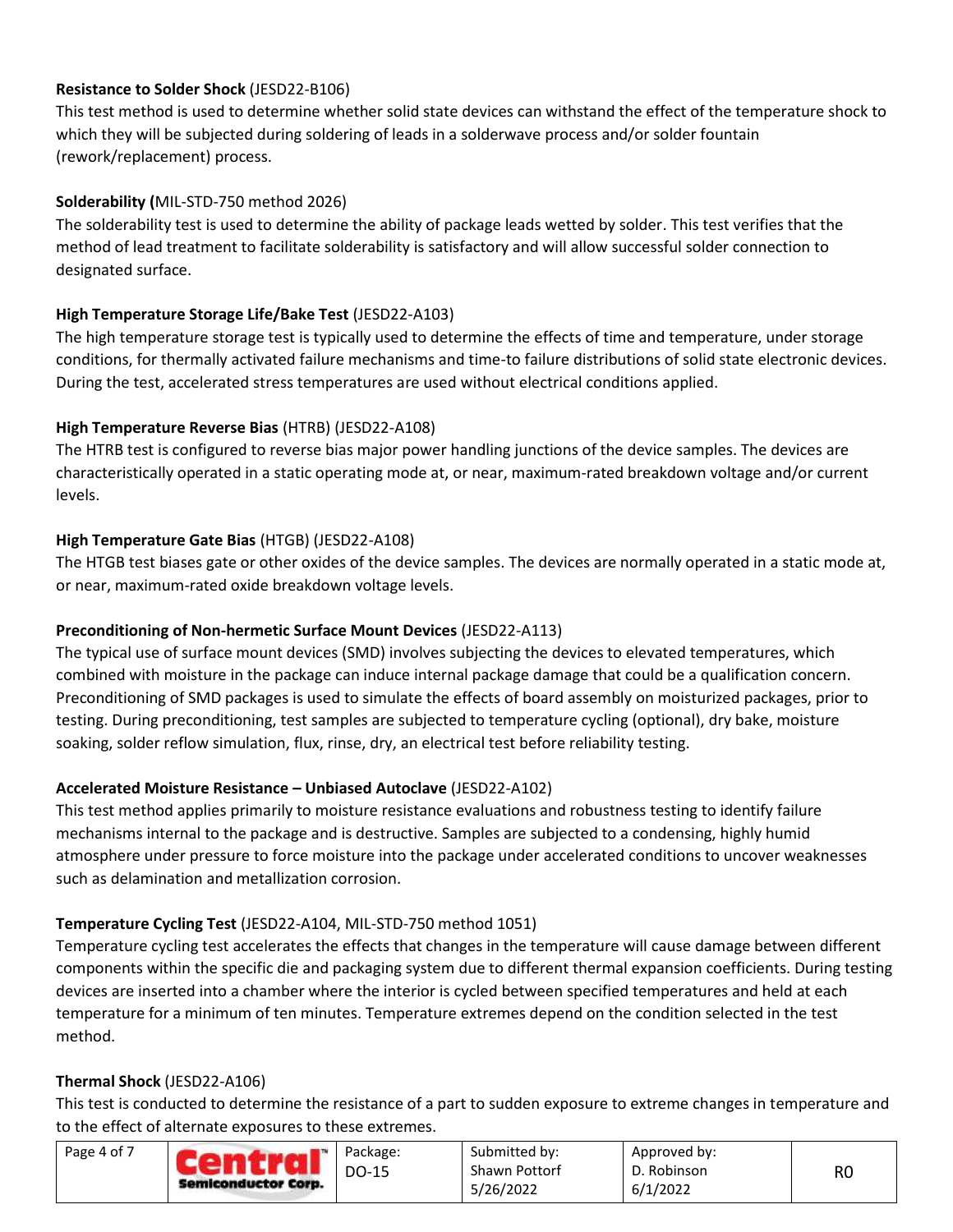**Resistance to Solder Shock** (JESD22-B106)
This test method is used to determine whether solid state devices can withstand the effect of the temperature shock to which they will be subjected during soldering of leads in a solderwave process and/or solder fountain (rework/replacement) process.

**Solderability (**MIL-STD-750 method 2026)
The solderability test is used to determine the ability of package leads wetted by solder. This test verifies that the method of lead treatment to facilitate solderability is satisfactory and will allow successful solder connection to designated surface.

**High Temperature Storage Life/Bake Test** (JESD22-A103)
The high temperature storage test is typically used to determine the effects of time and temperature, under storage conditions, for thermally activated failure mechanisms and time-to failure distributions of solid state electronic devices. During the test, accelerated stress temperatures are used without electrical conditions applied.

**High Temperature Reverse Bias** (HTRB) (JESD22-A108)
The HTRB test is configured to reverse bias major power handling junctions of the device samples. The devices are characteristically operated in a static operating mode at, or near, maximum-rated breakdown voltage and/or current levels.

**High Temperature Gate Bias** (HTGB) (JESD22-A108)
The HTGB test biases gate or other oxides of the device samples. The devices are normally operated in a static mode at, or near, maximum-rated oxide breakdown voltage levels.

**Preconditioning of Non-hermetic Surface Mount Devices** (JESD22-A113)
The typical use of surface mount devices (SMD) involves subjecting the devices to elevated temperatures, which combined with moisture in the package can induce internal package damage that could be a qualification concern. Preconditioning of SMD packages is used to simulate the effects of board assembly on moisturized packages, prior to testing. During preconditioning, test samples are subjected to temperature cycling (optional), dry bake, moisture soaking, solder reflow simulation, flux, rinse, dry, an electrical test before reliability testing.

**Accelerated Moisture Resistance – Unbiased Autoclave** (JESD22-A102)
This test method applies primarily to moisture resistance evaluations and robustness testing to identify failure mechanisms internal to the package and is destructive. Samples are subjected to a condensing, highly humid atmosphere under pressure to force moisture into the package under accelerated conditions to uncover weaknesses such as delamination and metallization corrosion.

**Temperature Cycling Test** (JESD22-A104, MIL-STD-750 method 1051)
Temperature cycling test accelerates the effects that changes in the temperature will cause damage between different components within the specific die and packaging system due to different thermal expansion coefficients. During testing devices are inserted into a chamber where the interior is cycled between specified temperatures and held at each temperature for a minimum of ten minutes. Temperature extremes depend on the condition selected in the test method.

**Thermal Shock** (JESD22-A106)
This test is conducted to determine the resistance of a part to sudden exposure to extreme changes in temperature and to the effect of alternate exposures to these extremes.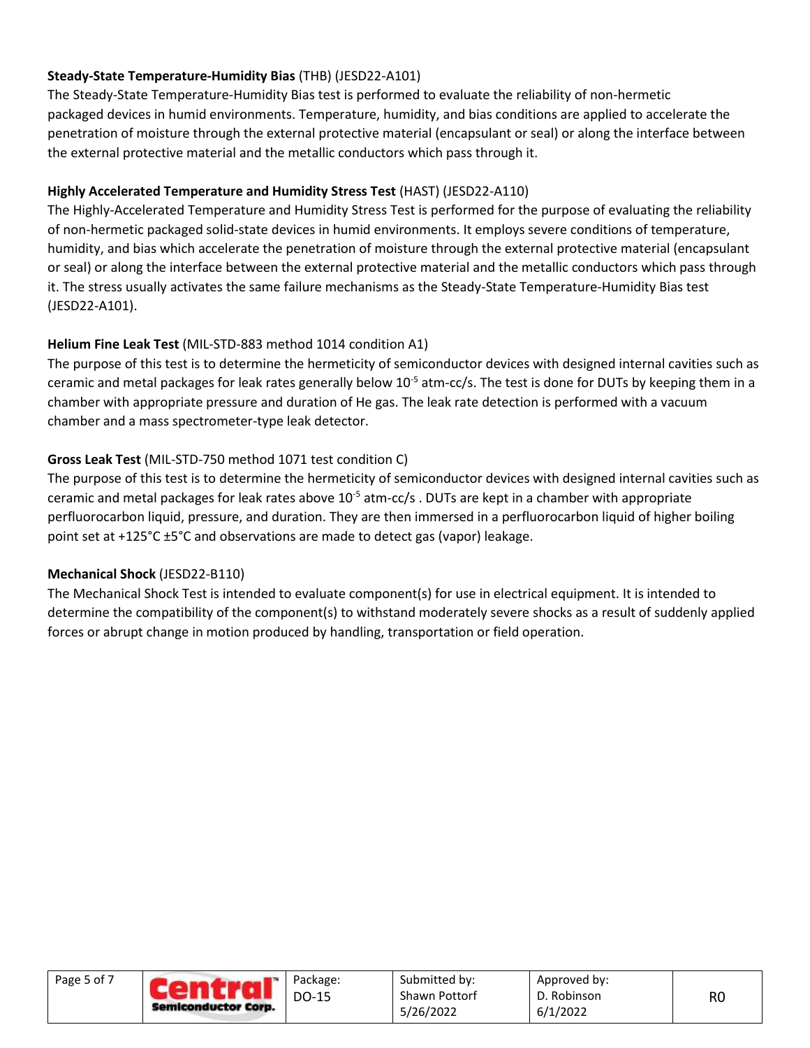**Steady-State Temperature-Humidity Bias** (THB) (JESD22-A101)

The Steady-State Temperature-Humidity Bias test is performed to evaluate the reliability of non-hermetic packaged devices in humid environments. Temperature, humidity, and bias conditions are applied to accelerate the penetration of moisture through the external protective material (encapsulant or seal) or along the interface between the external protective material and the metallic conductors which pass through it.

**Highly Accelerated Temperature and Humidity Stress Test** (HAST) (JESD22-A110)

The Highly-Accelerated Temperature and Humidity Stress Test is performed for the purpose of evaluating the reliability of non-hermetic packaged solid-state devices in humid environments. It employs severe conditions of temperature, humidity, and bias which accelerate the penetration of moisture through the external protective material (encapsulant or seal) or along the interface between the external protective material and the metallic conductors which pass through it. The stress usually activates the same failure mechanisms as the Steady-State Temperature-Humidity Bias test (JESD22-A101).

**Helium Fine Leak Test** (MIL-STD-883 method 1014 condition A1)

The purpose of this test is to determine the hermeticity of semiconductor devices with designed internal cavities such as ceramic and metal packages for leak rates generally below $10^{-5}$ atm-cc/s. The test is done for DUTs by keeping them in a chamber with appropriate pressure and duration of He gas. The leak rate detection is performed with a vacuum chamber and a mass spectrometer-type leak detector.

**Gross Leak Test** (MIL-STD-750 method 1071 test condition C)

The purpose of this test is to determine the hermeticity of semiconductor devices with designed internal cavities such as ceramic and metal packages for leak rates above $10^{-5}$ atm-cc/s . DUTs are kept in a chamber with appropriate perfluorocarbon liquid, pressure, and duration. They are then immersed in a perfluorocarbon liquid of higher boiling point set at +125°C ±5°C and observations are made to detect gas (vapor) leakage.

**Mechanical Shock** (JESD22-B110)

The Mechanical Shock Test is intended to evaluate component(s) for use in electrical equipment. It is intended to determine the compatibility of the component(s) to withstand moderately severe shocks as a result of suddenly applied forces or abrupt change in motion produced by handling, transportation or field operation.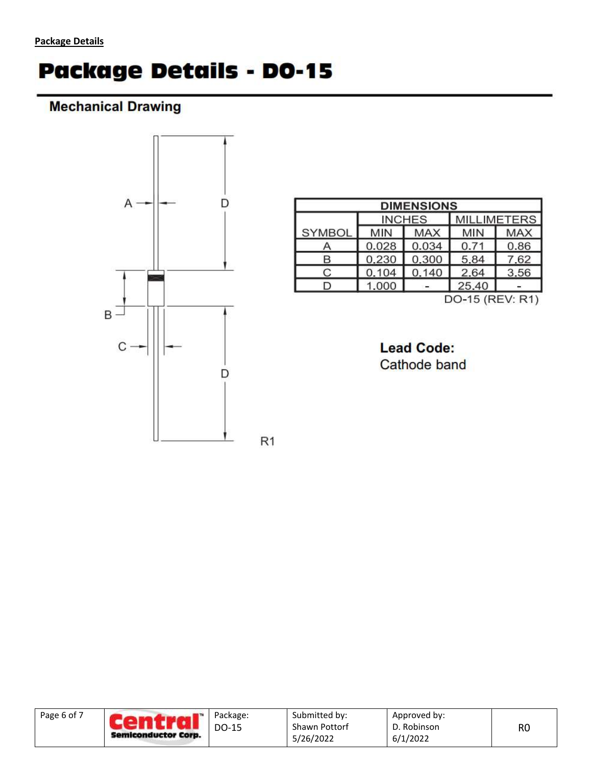**Package Details**

# Package Details - DO-15

## Mechanical Drawing

| DIMENSIONS | | | | |
|---|---|---|---|---|
| | INCHES | | MILLIMETERS | |
| SYMBOL | MIN | MAX | MIN | MAX |
| A | 0.028 | 0.034 | 0.71 | 0.86 |
| B | 0.230 | 0.300 | 5.84 | 7.62 |
| C | 0.104 | 0.140 | 2.64 | 3.56 |
| D | 1.000 | - | 25.40 | - |

DO-15 (REV: R1)

R1

**Lead Code:**
Cathode band

| Package: DO-15 | Submitted by: Shawn Pottorf 5/26/2022 | Approved by: D. Robinson 6/1/2022 | R0 |
|---|---|---|---|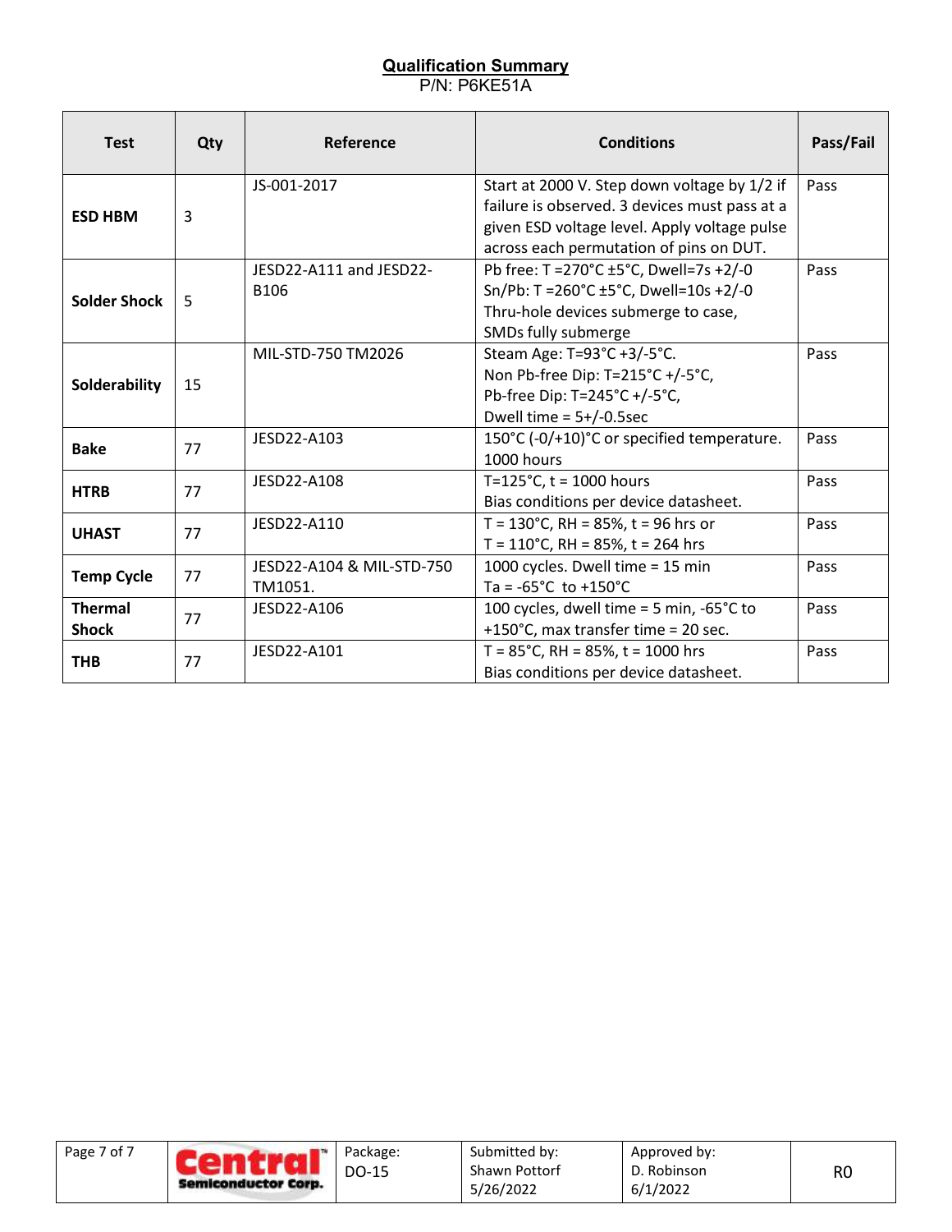# Qualification Summary

P/N: P6KE51A

| Test | Qty | Reference | Conditions | Pass/Fail |
|---|---|---|---|---|
| **ESD HBM** | 3 | JS-001-2017 | Start at 2000 V. Step down voltage by 1/2 if failure is observed. 3 devices must pass at a given ESD voltage level. Apply voltage pulse across each permutation of pins on DUT. | Pass |
| **Solder Shock** | 5 | JESD22-A111 and JESD22-B106 | Pb free: T =270°C ±5°C, Dwell=7s +2/-0<br>Sn/Pb: T =260°C ±5°C, Dwell=10s +2/-0<br>Thru-hole devices submerge to case, SMDs fully submerge | Pass |
| **Solderability** | 15 | MIL-STD-750 TM2026 | Steam Age: T=93°C +3/-5°C.<br>Non Pb-free Dip: T=215°C +/-5°C,<br>Pb-free Dip: T=245°C +/-5°C,<br>Dwell time = 5+/-0.5sec | Pass |
| **Bake** | 77 | JESD22-A103 | 150°C (-0/+10)°C or specified temperature. 1000 hours | Pass |
| **HTRB** | 77 | JESD22-A108 | T=125°C, t = 1000 hours<br>Bias conditions per device datasheet. | Pass |
| **UHAST** | 77 | JESD22-A110 | T = 130°C, RH = 85%, t = 96 hrs or<br>T = 110°C, RH = 85%, t = 264 hrs | Pass |
| **Temp Cycle** | 77 | JESD22-A104 & MIL-STD-750 TM1051. | 1000 cycles. Dwell time = 15 min<br>Ta = -65°C to +150°C | Pass |
| **Thermal Shock** | 77 | JESD22-A106 | 100 cycles, dwell time = 5 min, -65°C to +150°C, max transfer time = 20 sec. | Pass |
| **THB** | 77 | JESD22-A101 | T = 85°C, RH = 85%, t = 1000 hrs<br>Bias conditions per device datasheet. | Pass |

| | | | | |
|---|---|---|---|---|
| Central Semiconductor Corp. | Package: DO-15 | Submitted by: Shawn Pottorf 5/26/2022 | Approved by: D. Robinson 6/1/2022 | R0 |